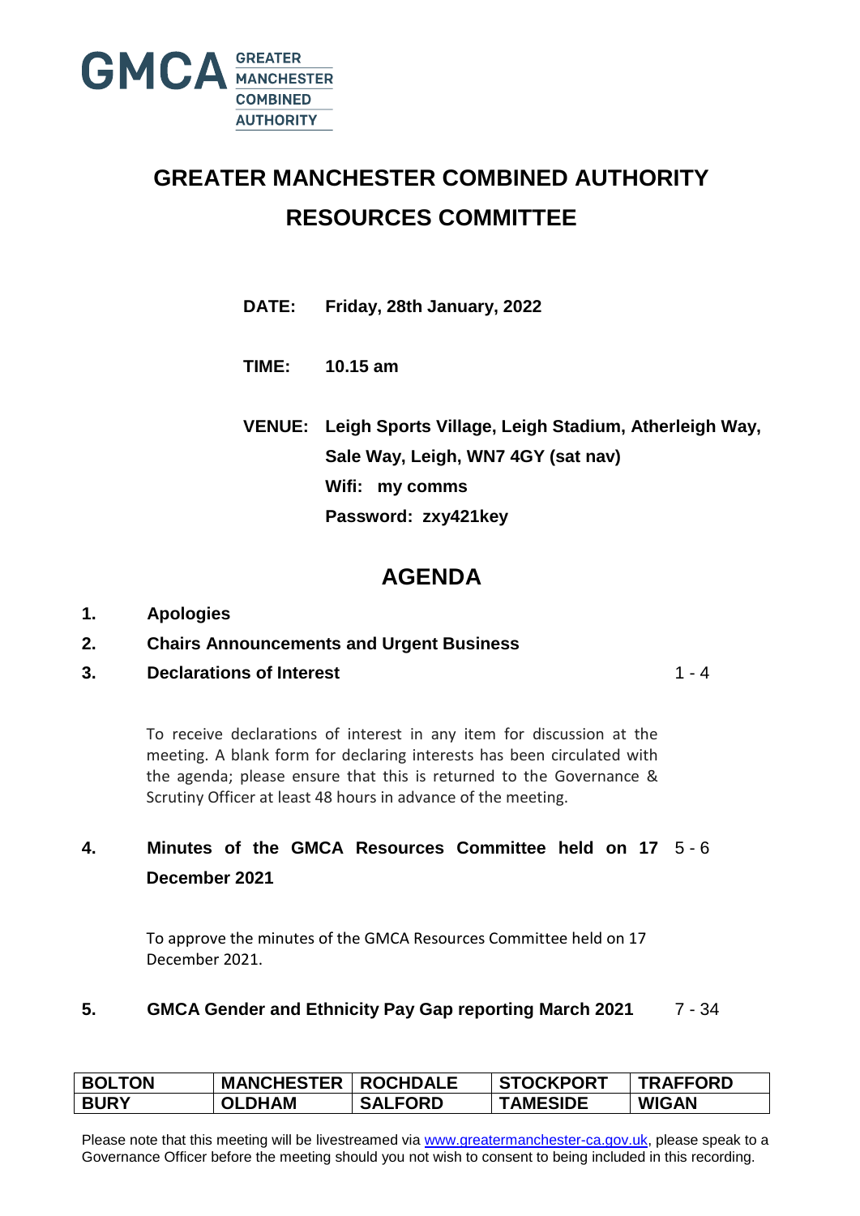GMCA GREATER MANCHESTER COMBINED AUTHORITY

# GREATER MANCHESTER COMBINED AUTHORITY RESOURCES COMMITTEE

**DATE:** **Friday, 28th January, 2022**

**TIME:** **10.15 am**

**VENUE:** **Leigh Sports Village, Leigh Stadium, Atherleigh Way, Sale Way, Leigh, WN7 4GY (sat nav)**
**Wifi: my comms**
**Password: zxy421key**

## AGENDA

**1. Apologies**

**2. Chairs Announcements and Urgent Business**

**3. Declarations of Interest** 1 - 4

To receive declarations of interest in any item for discussion at the meeting. A blank form for declaring interests has been circulated with the agenda; please ensure that this is returned to the Governance & Scrutiny Officer at least 48 hours in advance of the meeting.

**4. Minutes of the GMCA Resources Committee held on 17 December 2021** 5 - 6

To approve the minutes of the GMCA Resources Committee held on 17 December 2021.

**5. GMCA Gender and Ethnicity Pay Gap reporting March 2021** 7 - 34

| BOLTON | MANCHESTER | ROCHDALE | STOCKPORT | TRAFFORD |
|---|---|---|---|---|
| BURY | OLDHAM | SALFORD | TAMESIDE | WIGAN |

Please note that this meeting will be livestreamed via www.greatermanchester-ca.gov.uk, please speak to a Governance Officer before the meeting should you not wish to consent to being included in this recording.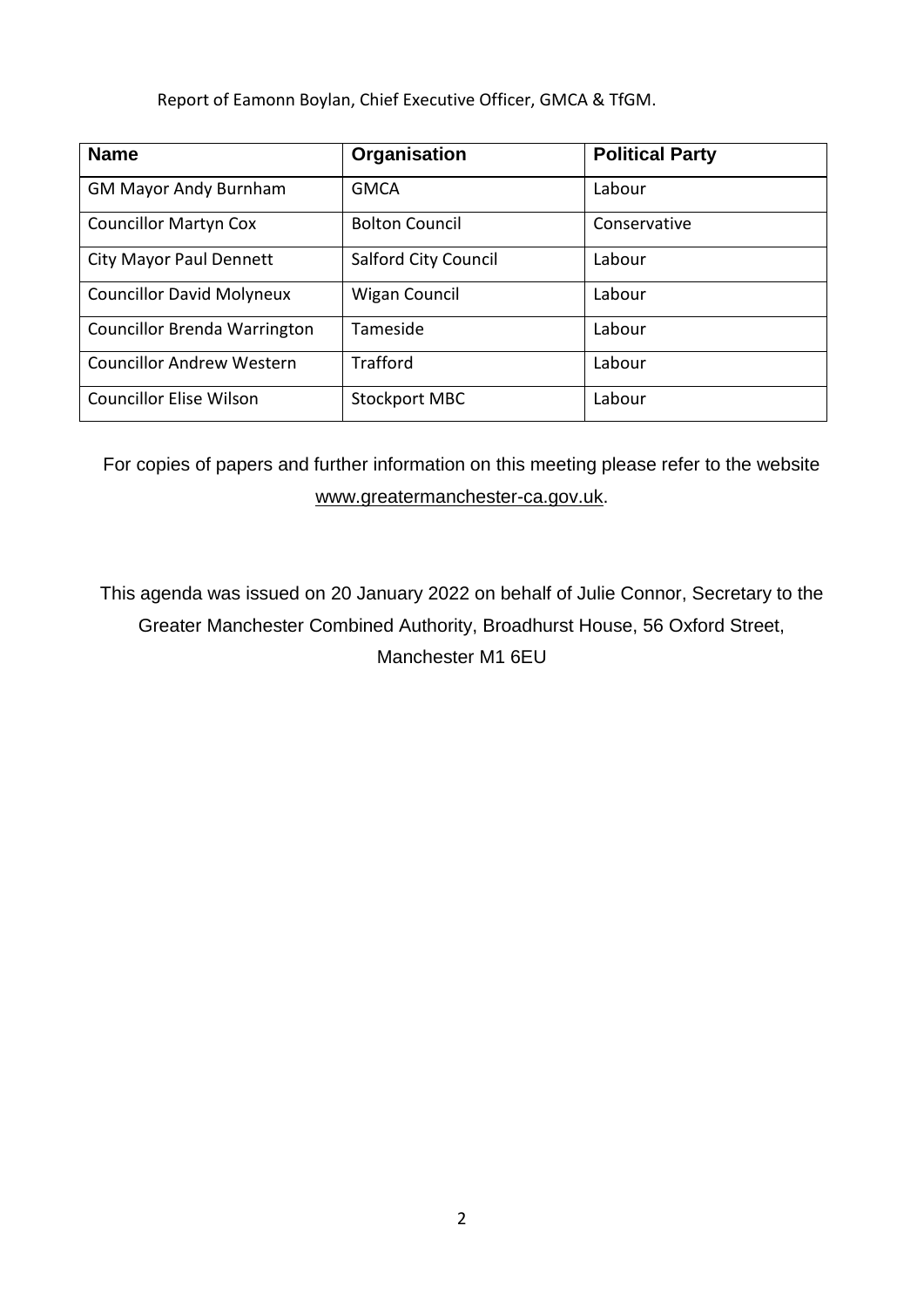Report of Eamonn Boylan, Chief Executive Officer, GMCA & TfGM.

| Name | Organisation | Political Party |
| --- | --- | --- |
| GM Mayor Andy Burnham | GMCA | Labour |
| Councillor Martyn Cox | Bolton Council | Conservative |
| City Mayor Paul Dennett | Salford City Council | Labour |
| Councillor David Molyneux | Wigan Council | Labour |
| Councillor Brenda Warrington | Tameside | Labour |
| Councillor Andrew Western | Trafford | Labour |
| Councillor Elise Wilson | Stockport MBC | Labour |

For copies of papers and further information on this meeting please refer to the website www.greatermanchester-ca.gov.uk.

This agenda was issued on 20 January 2022 on behalf of Julie Connor, Secretary to the Greater Manchester Combined Authority, Broadhurst House, 56 Oxford Street, Manchester M1 6EU